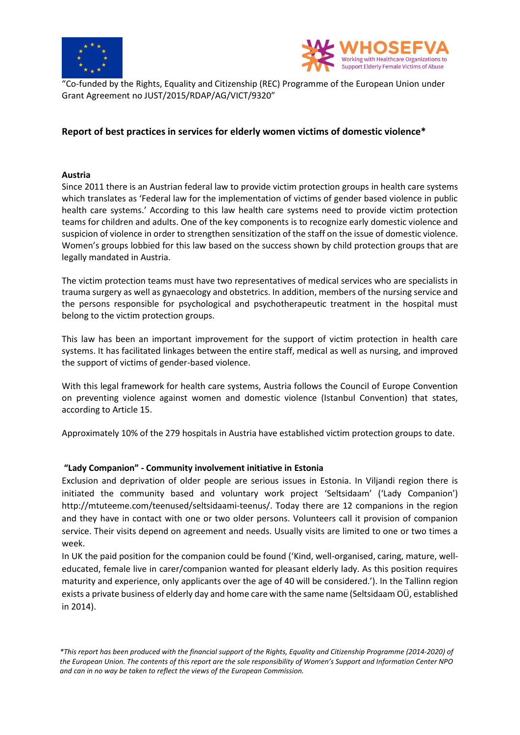"Co-funded by the Rights, Equality and Citizenship (REC) Programme of the European Union under Grant Agreement no JUST/2015/RDAP/AG/VICT/9320"

## Report of best practices in services for elderly women victims of domestic violence*

### Austria

Since 2011 there is an Austrian federal law to provide victim protection groups in health care systems which translates as 'Federal law for the implementation of victims of gender based violence in public health care systems.' According to this law health care systems need to provide victim protection teams for children and adults. One of the key components is to recognize early domestic violence and suspicion of violence in order to strengthen sensitization of the staff on the issue of domestic violence. Women's groups lobbied for this law based on the success shown by child protection groups that are legally mandated in Austria.

The victim protection teams must have two representatives of medical services who are specialists in trauma surgery as well as gynaecology and obstetrics. In addition, members of the nursing service and the persons responsible for psychological and psychotherapeutic treatment in the hospital must belong to the victim protection groups.

This law has been an important improvement for the support of victim protection in health care systems. It has facilitated linkages between the entire staff, medical as well as nursing, and improved the support of victims of gender-based violence.

With this legal framework for health care systems, Austria follows the Council of Europe Convention on preventing violence against women and domestic violence (Istanbul Convention) that states, according to Article 15.

Approximately 10% of the 279 hospitals in Austria have established victim protection groups to date.

### "Lady Companion" - Community involvement initiative in Estonia

Exclusion and deprivation of older people are serious issues in Estonia. In Viljandi region there is initiated the community based and voluntary work project 'Seltsidaam' ('Lady Companion') http://mtuteeme.com/teenused/seltsidaami-teenus/. Today there are 12 companions in the region and they have in contact with one or two older persons. Volunteers call it provision of companion service. Their visits depend on agreement and needs. Usually visits are limited to one or two times a week.

In UK the paid position for the companion could be found ('Kind, well-organised, caring, mature, well-educated, female live in carer/companion wanted for pleasant elderly lady. As this position requires maturity and experience, only applicants over the age of 40 will be considered.'). In the Tallinn region exists a private business of elderly day and home care with the same name (Seltsidaam OÜ, established in 2014).

*\*This report has been produced with the financial support of the Rights, Equality and Citizenship Programme (2014-2020) of the European Union. The contents of this report are the sole responsibility of Women's Support and Information Center NPO and can in no way be taken to reflect the views of the European Commission.*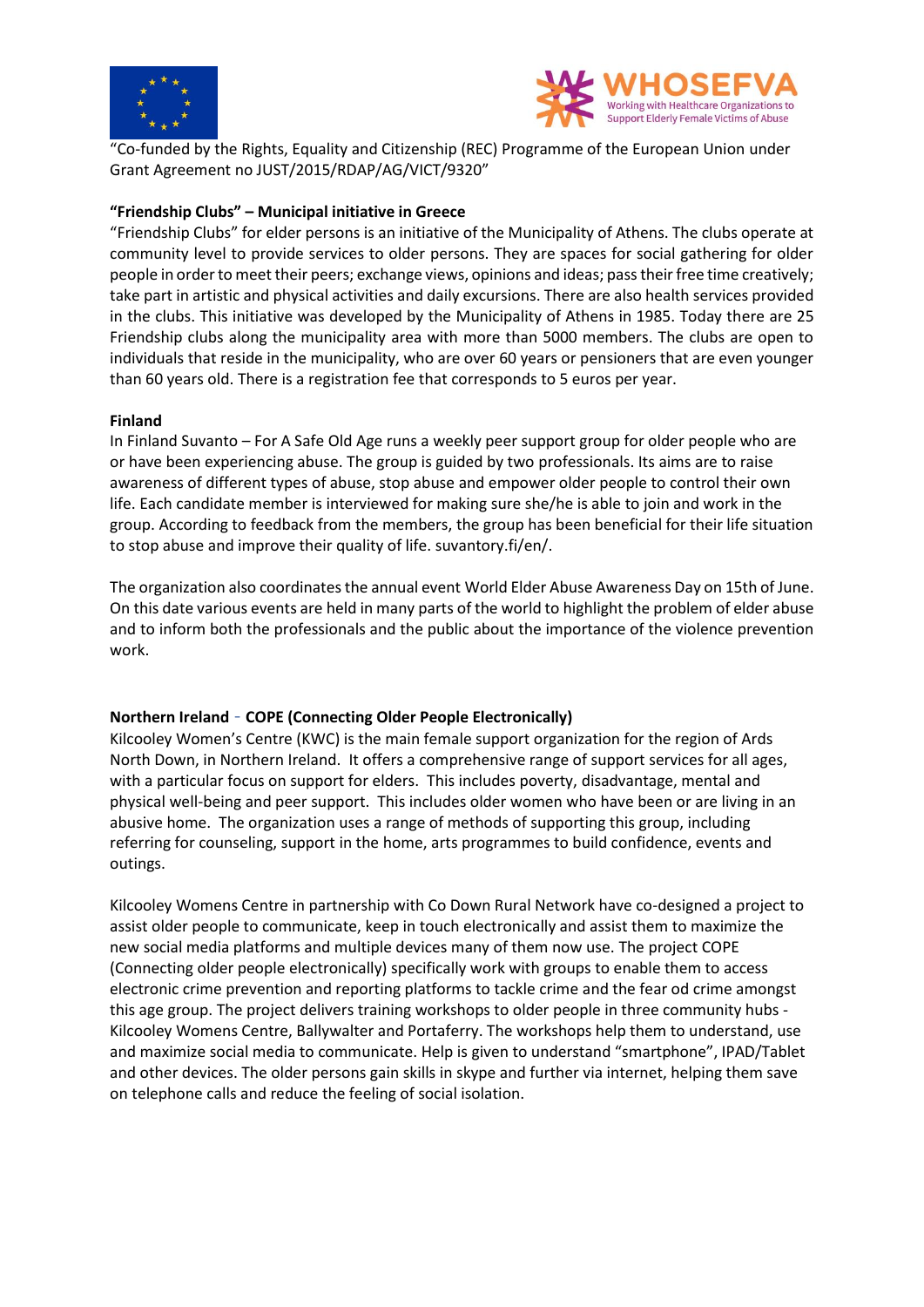"Co-funded by the Rights, Equality and Citizenship (REC) Programme of the European Union under Grant Agreement no JUST/2015/RDAP/AG/VICT/9320"

**"Friendship Clubs" – Municipal initiative in Greece**

"Friendship Clubs" for elder persons is an initiative of the Municipality of Athens. The clubs operate at community level to provide services to older persons. They are spaces for social gathering for older people in order to meet their peers; exchange views, opinions and ideas; pass their free time creatively; take part in artistic and physical activities and daily excursions. There are also health services provided in the clubs. This initiative was developed by the Municipality of Athens in 1985. Today there are 25 Friendship clubs along the municipality area with more than 5000 members. The clubs are open to individuals that reside in the municipality, who are over 60 years or pensioners that are even younger than 60 years old. There is a registration fee that corresponds to 5 euros per year.

**Finland**

In Finland Suvanto – For A Safe Old Age runs a weekly peer support group for older people who are or have been experiencing abuse. The group is guided by two professionals. Its aims are to raise awareness of different types of abuse, stop abuse and empower older people to control their own life. Each candidate member is interviewed for making sure she/he is able to join and work in the group. According to feedback from the members, the group has been beneficial for their life situation to stop abuse and improve their quality of life. suvantory.fi/en/.

The organization also coordinates the annual event World Elder Abuse Awareness Day on 15th of June. On this date various events are held in many parts of the world to highlight the problem of elder abuse and to inform both the professionals and the public about the importance of the violence prevention work.

**Northern Ireland - COPE (Connecting Older People Electronically)**

Kilcooley Women's Centre (KWC) is the main female support organization for the region of Ards North Down, in Northern Ireland. It offers a comprehensive range of support services for all ages, with a particular focus on support for elders. This includes poverty, disadvantage, mental and physical well-being and peer support. This includes older women who have been or are living in an abusive home. The organization uses a range of methods of supporting this group, including referring for counseling, support in the home, arts programmes to build confidence, events and outings.

Kilcooley Womens Centre in partnership with Co Down Rural Network have co-designed a project to assist older people to communicate, keep in touch electronically and assist them to maximize the new social media platforms and multiple devices many of them now use. The project COPE (Connecting older people electronically) specifically work with groups to enable them to access electronic crime prevention and reporting platforms to tackle crime and the fear od crime amongst this age group. The project delivers training workshops to older people in three community hubs - Kilcooley Womens Centre, Ballywalter and Portaferry. The workshops help them to understand, use and maximize social media to communicate. Help is given to understand "smartphone", IPAD/Tablet and other devices. The older persons gain skills in skype and further via internet, helping them save on telephone calls and reduce the feeling of social isolation.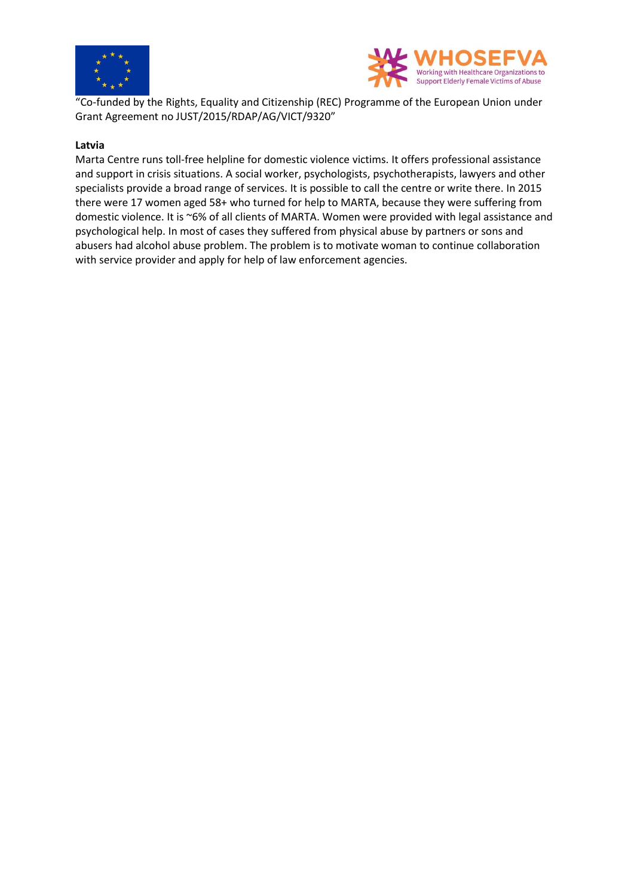**Latvia**

Marta Centre runs toll-free helpline for domestic violence victims. It offers professional assistance and support in crisis situations. A social worker, psychologists, psychotherapists, lawyers and other specialists provide a broad range of services. It is possible to call the centre or write there. In 2015 there were 17 women aged 58+ who turned for help to MARTA, because they were suffering from domestic violence. It is ~6% of all clients of MARTA. Women were provided with legal assistance and psychological help. In most of cases they suffered from physical abuse by partners or sons and abusers had alcohol abuse problem. The problem is to motivate woman to continue collaboration with service provider and apply for help of law enforcement agencies.